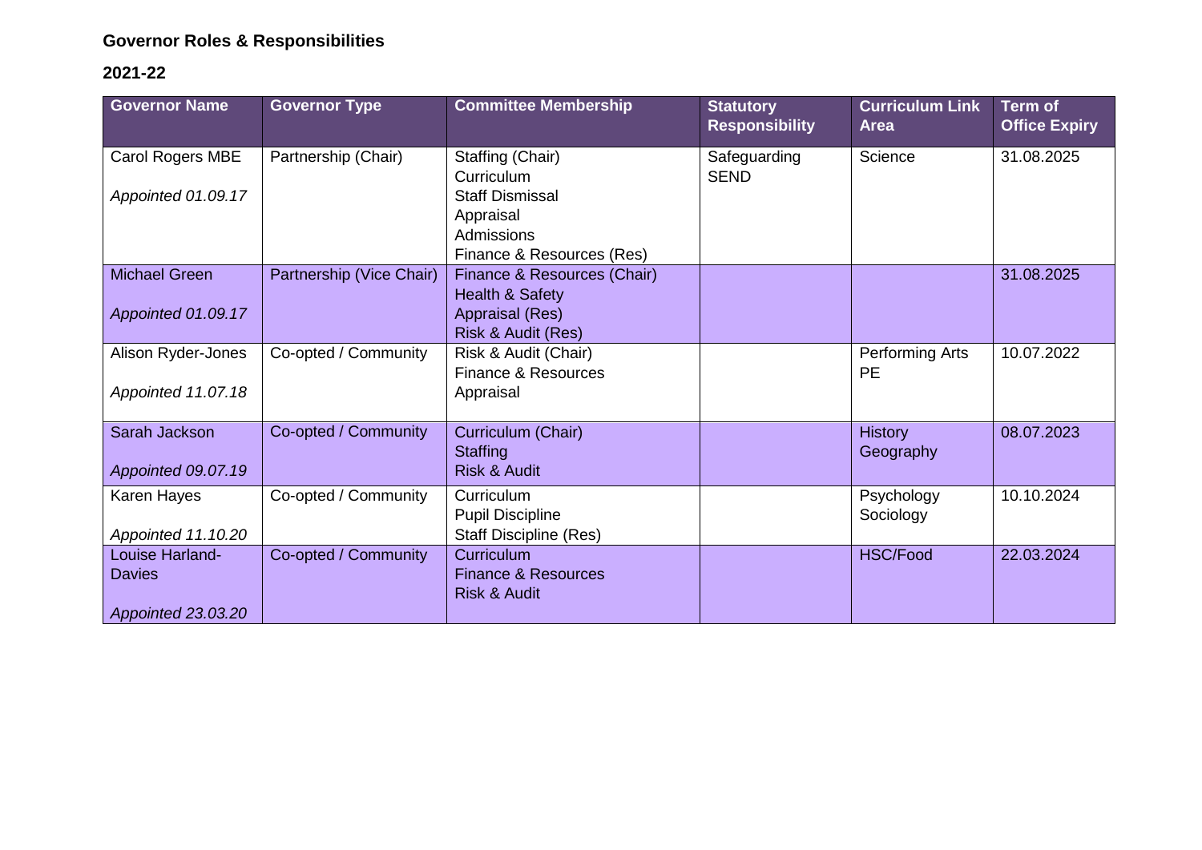## Governor Roles & Responsibilities

## 2021-22

| Governor Name | Governor Type | Committee Membership | Statutory Responsibility | Curriculum Link Area | Term of Office Expiry |
|---|---|---|---|---|---|
| Carol Rogers MBE<br><br>*Appointed 01.09.17* | Partnership (Chair) | Staffing (Chair)<br>Curriculum<br>Staff Dismissal<br>Appraisal<br>Admissions<br>Finance & Resources (Res) | Safeguarding<br>SEND | Science | 31.08.2025 |
| Michael Green<br><br>*Appointed 01.09.17* | Partnership (Vice Chair) | Finance & Resources (Chair)<br>Health & Safety<br>Appraisal (Res)<br>Risk & Audit (Res) | | | 31.08.2025 |
| Alison Ryder-Jones<br><br>*Appointed 11.07.18* | Co-opted / Community | Risk & Audit (Chair)<br>Finance & Resources<br>Appraisal | | Performing Arts<br>PE | 10.07.2022 |
| Sarah Jackson<br><br>*Appointed 09.07.19* | Co-opted / Community | Curriculum (Chair)<br>Staffing<br>Risk & Audit | | History<br>Geography | 08.07.2023 |
| Karen Hayes<br><br>*Appointed 11.10.20* | Co-opted / Community | Curriculum<br>Pupil Discipline<br>Staff Discipline (Res) | | Psychology<br>Sociology | 10.10.2024 |
| Louise Harland-Davies<br><br>*Appointed 23.03.20* | Co-opted / Community | Curriculum<br>Finance & Resources<br>Risk & Audit | | HSC/Food | 22.03.2024 |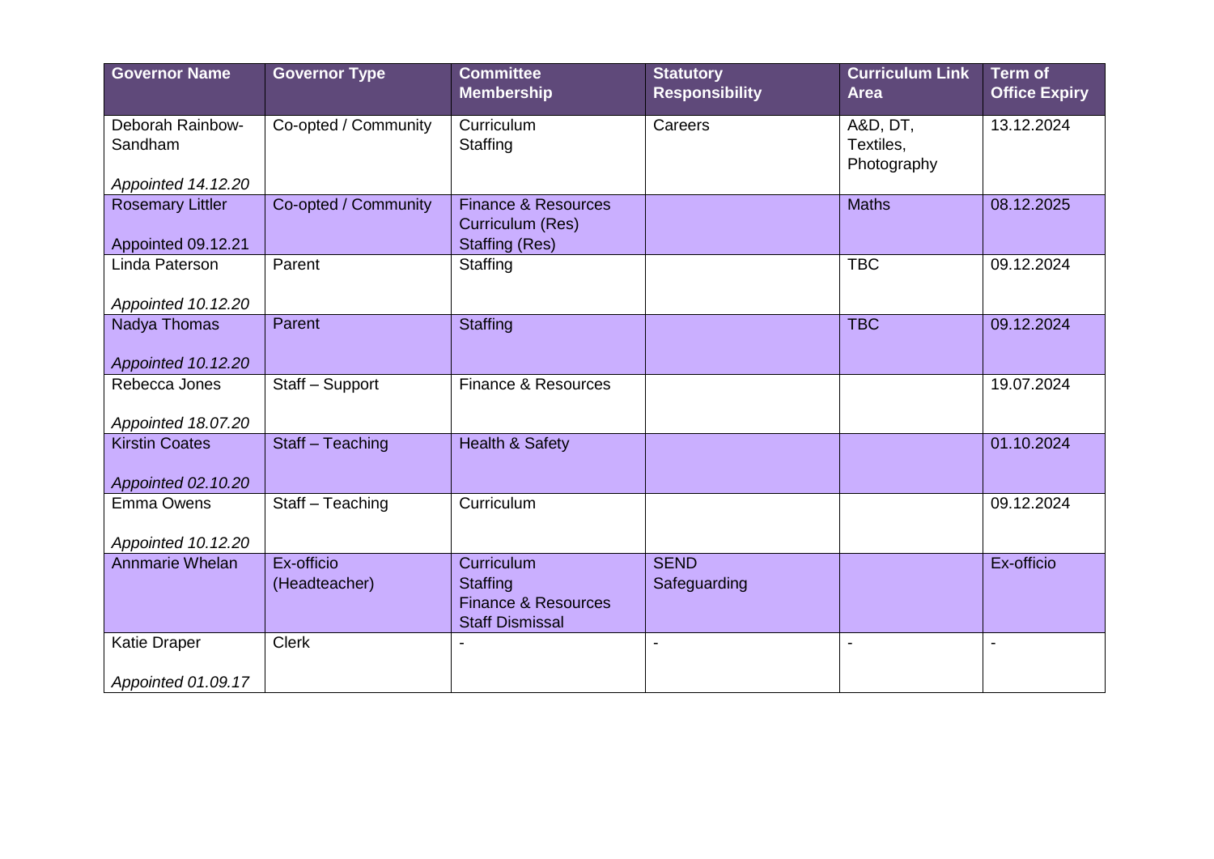| Governor Name | Governor Type | Committee Membership | Statutory Responsibility | Curriculum Link Area | Term of Office Expiry |
| --- | --- | --- | --- | --- | --- |
| Deborah Rainbow-Sandham<br><br>*Appointed 14.12.20* | Co-opted / Community | Curriculum<br>Staffing | Careers | A&D, DT, Textiles, Photography | 13.12.2024 |
| Rosemary Littler<br><br>Appointed 09.12.21 | Co-opted / Community | Finance & Resources<br>Curriculum (Res)<br>Staffing (Res) | | Maths | 08.12.2025 |
| Linda Paterson<br><br>*Appointed 10.12.20* | Parent | Staffing | | TBC | 09.12.2024 |
| Nadya Thomas<br><br>*Appointed 10.12.20* | Parent | Staffing | | TBC | 09.12.2024 |
| Rebecca Jones<br><br>*Appointed 18.07.20* | Staff – Support | Finance & Resources | | | 19.07.2024 |
| Kirstin Coates<br><br>*Appointed 02.10.20* | Staff – Teaching | Health & Safety | | | 01.10.2024 |
| Emma Owens<br><br>*Appointed 10.12.20* | Staff – Teaching | Curriculum | | | 09.12.2024 |
| Annmarie Whelan | Ex-officio (Headteacher) | Curriculum<br>Staffing<br>Finance & Resources<br>Staff Dismissal | SEND<br>Safeguarding | | Ex-officio |
| Katie Draper<br><br>*Appointed 01.09.17* | Clerk | - | - | - | - |